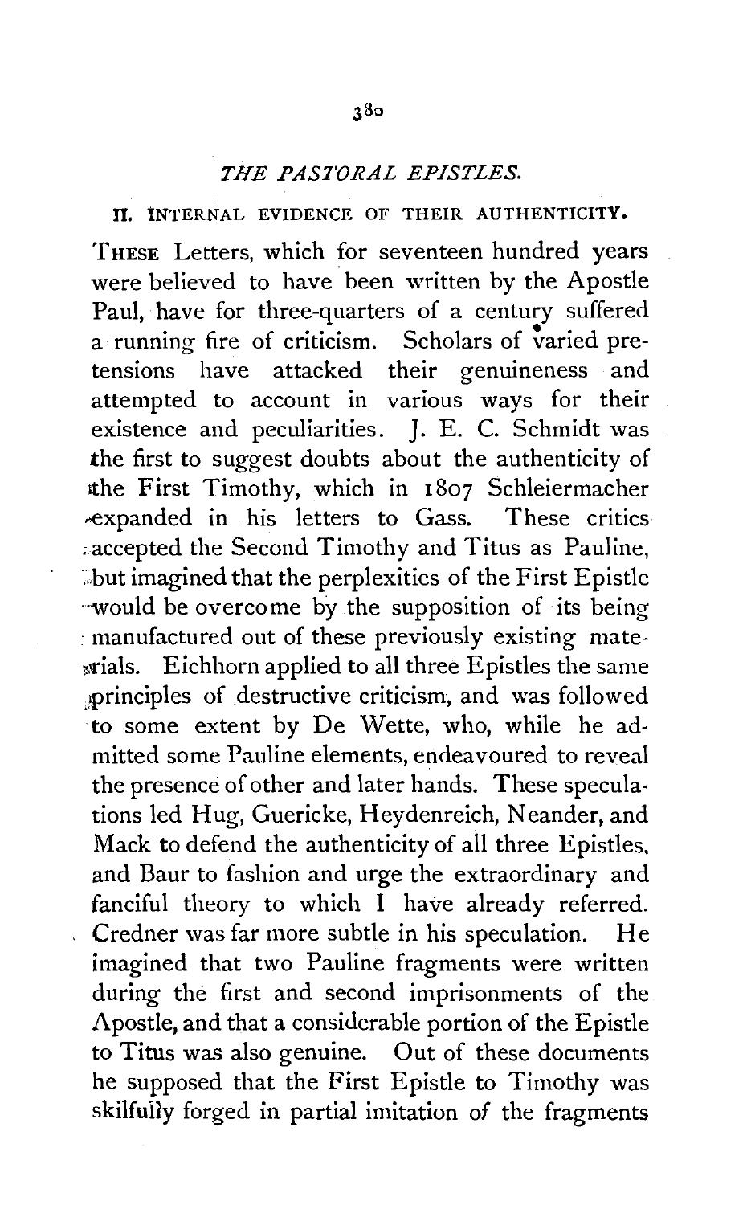## *THE PASTORAL EPISTLES.*

### II. INTERNAL EVIDENCE OF THEIR AUTHENTICITY.

THESE Letters, which for seventeen hundred years were believed to have been written by the Apostle Paul, have for three-quarters of a century suffered a running fire of criticism. Scholars of varied pretensions have attacked their genuineness and attempted to account in various ways for their existence and peculiarities. J. E. C. Schmidt was the first to suggest doubts about the authenticity of the First Timothy, which in 1807 Schleiermacher expanded in his letters to Gass. These critics accepted the Second Timothy and Titus as Pauline, but imagined that the perplexities of the First Epistle would be overcome by the supposition of its being manufactured out of these previously existing materials. Eichhorn applied to all three Epistles the same principles of destructive criticism, and was followed to some extent by De Wette, who, while he admitted some Pauline elements, endeavoured to reveal the presence of other and later hands. These speculations led Hug, Guericke, Heydenreich, Neander, and Mack to defend the authenticity of all three Epistles, and Baur to fashion and urge the extraordinary and fanciful theory to which I have already referred. Credner was far more subtle in his speculation. He imagined that two Pauline fragments were written during the first and second imprisonments of the Apostle, and that a considerable portion of the Epistle to Titus was also genuine. Out of these documents he supposed that the First Epistle to Timothy was skilfully forged in partial imitation of the fragments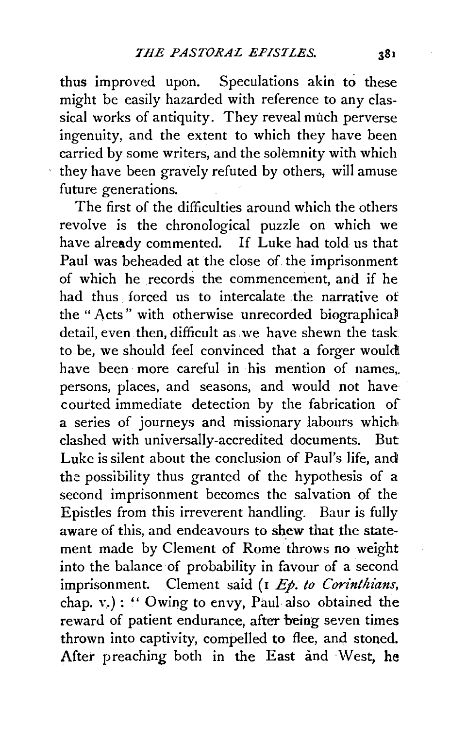thus improved upon. Speculations akin to these might be easily hazarded with reference to any classical works of antiquity. They reveal much perverse ingenuity, and the extent to which they have been carried by some writers, and the solemnity with which they have been gravely refuted by others, will amuse future generations.

The first of the difficulties around which the others revolve is the chronological puzzle on which we have already commented. If Luke had told us that Paul was beheaded at the close of the imprisonment of which he records the commencement, and if he had thus forced us to intercalate the narrative of the "Acts" with otherwise unrecorded biographical detail, even then, difficult as we have shewn the task to be, we should feel convinced that a forger would have been more careful in his mention of names, persons, places, and seasons, and would not have courted immediate detection by the fabrication of a series of journeys and missionary labours which clashed with universally-accredited documents. But Luke is silent about the conclusion of Paul's life, and the possibility thus granted of the hypothesis of a second imprisonment becomes the salvation of the Epistles from this irreverent handling. Baur is fully aware of this, and endeavours to shew that the statement made by Clement of Rome throws no weight into the balance of probability in favour of a second imprisonment. Clement said (1 *Ep. to Corinthians*, chap. v.): "Owing to envy, Paul also obtained the reward of patient endurance, after being seven times thrown into captivity, compelled to flee, and stoned. After preaching both in the East and West, he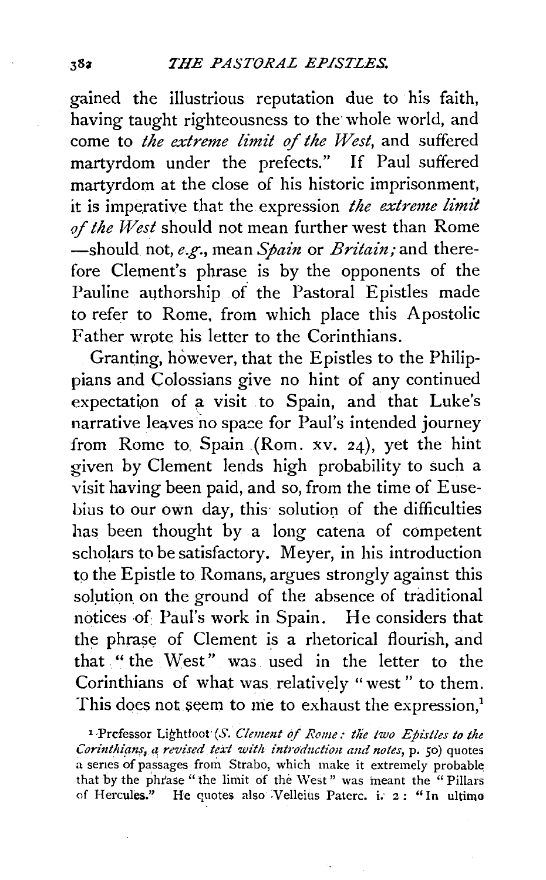gained the illustrious reputation due to his faith, having taught righteousness to the whole world, and come to *the extreme limit of the West*, and suffered martyrdom under the prefects." If Paul suffered martyrdom at the close of his historic imprisonment, it is imperative that the expression *the extreme limit of the West* should not mean further west than Rome —should not, *e.g.*, mean *Spain* or *Britain;* and therefore Clement's phrase is by the opponents of the Pauline authorship of the Pastoral Epistles made to refer to Rome, from which place this Apostolic Father wrote his letter to the Corinthians.

Granting, however, that the Epistles to the Philippians and Colossians give no hint of any continued expectation of a visit to Spain, and that Luke's narrative leaves no space for Paul's intended journey from Rome to Spain (Rom. xv. 24), yet the hint given by Clement lends high probability to such a visit having been paid, and so, from the time of Eusebius to our own day, this solution of the difficulties has been thought by a long catena of competent scholars to be satisfactory. Meyer, in his introduction to the Epistle to Romans, argues strongly against this solution on the ground of the absence of traditional notices of Paul's work in Spain. He considers that the phrase of Clement is a rhetorical flourish, and that "the West" was used in the letter to the Corinthians of what was relatively "west" to them. This does not seem to me to exhaust the expression,[1]

[1] Professor Lightfoot (*S. Clement of Rome: the two Epistles to the Corinthians, a revised text with introduction and notes*, p. 50) quotes a series of passages from Strabo, which make it extremely probable that by the phrase "the limit of the West" was meant the "Pillars of Hercules." He quotes also Velleius Paterc. i. 2: "In ultimo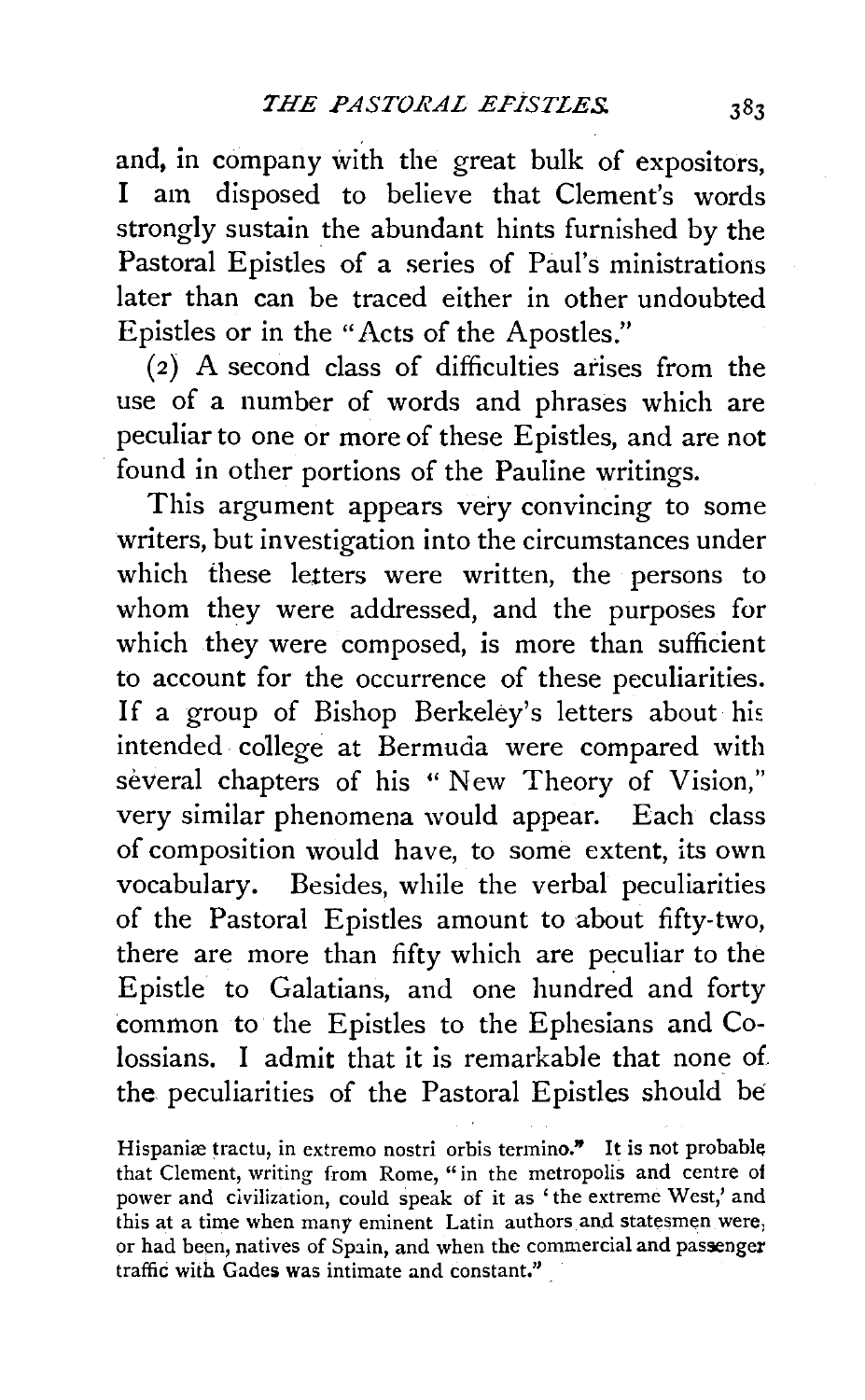and, in company with the great bulk of expositors, I am disposed to believe that Clement's words strongly sustain the abundant hints furnished by the Pastoral Epistles of a series of Paul's ministrations later than can be traced either in other undoubted Epistles or in the "Acts of the Apostles."

(2) A second class of difficulties arises from the use of a number of words and phrases which are peculiar to one or more of these Epistles, and are not found in other portions of the Pauline writings.

This argument appears very convincing to some writers, but investigation into the circumstances under which these letters were written, the persons to whom they were addressed, and the purposes for which they were composed, is more than sufficient to account for the occurrence of these peculiarities. If a group of Bishop Berkeley's letters about his intended college at Bermuda were compared with several chapters of his "New Theory of Vision," very similar phenomena would appear. Each class of composition would have, to some extent, its own vocabulary. Besides, while the verbal peculiarities of the Pastoral Epistles amount to about fifty-two, there are more than fifty which are peculiar to the Epistle to Galatians, and one hundred and forty common to the Epistles to the Ephesians and Colossians. I admit that it is remarkable that none of the peculiarities of the Pastoral Epistles should be

Hispaniæ tractu, in extremo nostri orbis termino." It is not probable that Clement, writing from Rome, "in the metropolis and centre of power and civilization, could speak of it as 'the extreme West,' and this at a time when many eminent Latin authors and statesmen were, or had been, natives of Spain, and when the commercial and passenger traffic with Gades was intimate and constant."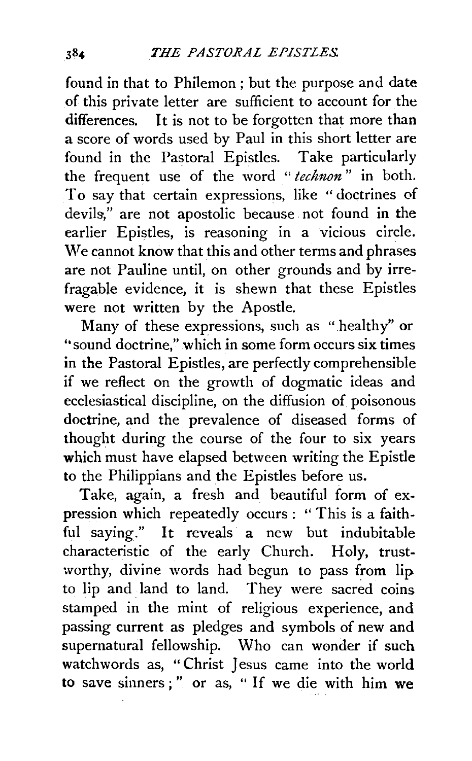found in that to Philemon; but the purpose and date of this private letter are sufficient to account for the differences. It is not to be forgotten that more than a score of words used by Paul in this short letter are found in the Pastoral Epistles. Take particularly the frequent use of the word "*technon*" in both. To say that certain expressions, like "doctrines of devils," are not apostolic because not found in the earlier Epistles, is reasoning in a vicious circle. We cannot know that this and other terms and phrases are not Pauline until, on other grounds and by irrefragable evidence, it is shewn that these Epistles were not written by the Apostle.

Many of these expressions, such as "healthy" or "sound doctrine," which in some form occurs six times in the Pastoral Epistles, are perfectly comprehensible if we reflect on the growth of dogmatic ideas and ecclesiastical discipline, on the diffusion of poisonous doctrine, and the prevalence of diseased forms of thought during the course of the four to six years which must have elapsed between writing the Epistle to the Philippians and the Epistles before us.

Take, again, a fresh and beautiful form of expression which repeatedly occurs: "This is a faithful saying." It reveals a new but indubitable characteristic of the early Church. Holy, trustworthy, divine words had begun to pass from lip to lip and land to land. They were sacred coins stamped in the mint of religious experience, and passing current as pledges and symbols of new and supernatural fellowship. Who can wonder if such watchwords as, "Christ Jesus came into the world to save sinners;" or as, "If we die with him we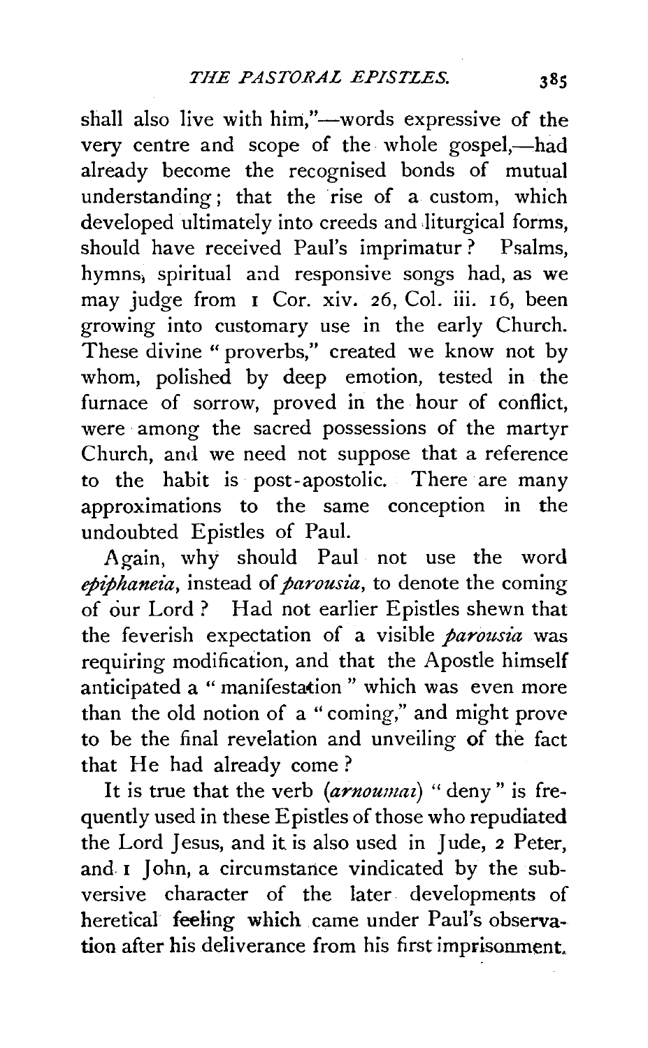shall also live with him,"—words expressive of the very centre and scope of the whole gospel,—had already become the recognised bonds of mutual understanding; that the rise of a custom, which developed ultimately into creeds and liturgical forms, should have received Paul's imprimatur? Psalms, hymns, spiritual and responsive songs had, as we may judge from 1 Cor. xiv. 26, Col. iii. 16, been growing into customary use in the early Church. These divine "proverbs," created we know not by whom, polished by deep emotion, tested in the furnace of sorrow, proved in the hour of conflict, were among the sacred possessions of the martyr Church, and we need not suppose that a reference to the habit is post-apostolic. There are many approximations to the same conception in the undoubted Epistles of Paul.

Again, why should Paul not use the word *epiphaneia*, instead of *parousia*, to denote the coming of our Lord? Had not earlier Epistles shewn that the feverish expectation of a visible *parousia* was requiring modification, and that the Apostle himself anticipated a "manifestation" which was even more than the old notion of a "coming," and might prove to be the final revelation and unveiling of the fact that He had already come?

It is true that the verb (*arnoumai*) "deny" is frequently used in these Epistles of those who repudiated the Lord Jesus, and it is also used in Jude, 2 Peter, and 1 John, a circumstance vindicated by the subversive character of the later developments of heretical feeling which came under Paul's observation after his deliverance from his first imprisonment.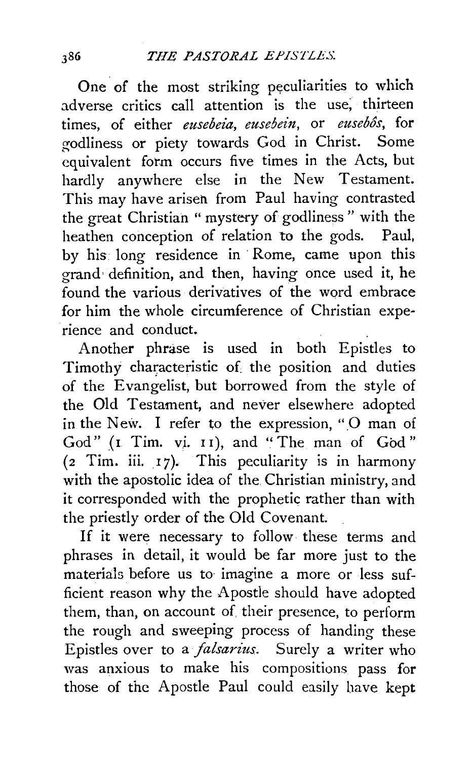One of the most striking peculiarities to which adverse critics call attention is the use, thirteen times, of either *eusebeia*, *eusebein*, or *eusebôs*, for godliness or piety towards God in Christ. Some equivalent form occurs five times in the Acts, but hardly anywhere else in the New Testament. This may have arisen from Paul having contrasted the great Christian "mystery of godliness" with the heathen conception of relation to the gods. Paul, by his long residence in Rome, came upon this grand definition, and then, having once used it, he found the various derivatives of the word embrace for him the whole circumference of Christian experience and conduct.

Another phrase is used in both Epistles to Timothy characteristic of the position and duties of the Evangelist, but borrowed from the style of the Old Testament, and never elsewhere adopted in the New. I refer to the expression, "O man of God" (1 Tim. vi. 11), and "The man of God" (2 Tim. iii. 17). This peculiarity is in harmony with the apostolic idea of the Christian ministry, and it corresponded with the prophetic rather than with the priestly order of the Old Covenant.

If it were necessary to follow these terms and phrases in detail, it would be far more just to the materials before us to imagine a more or less sufficient reason why the Apostle should have adopted them, than, on account of their presence, to perform the rough and sweeping process of handing these Epistles over to a *falsarius*. Surely a writer who was anxious to make his compositions pass for those of the Apostle Paul could easily have kept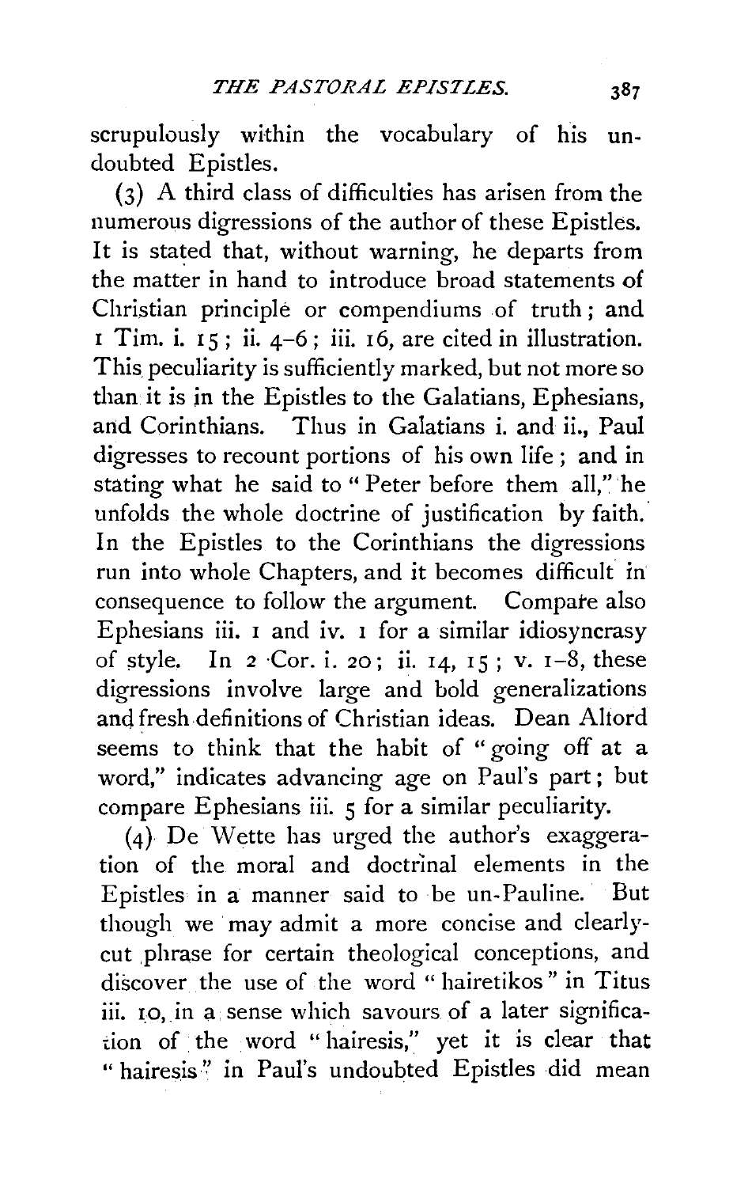scrupulously within the vocabulary of his undoubted Epistles.

(3) A third class of difficulties has arisen from the numerous digressions of the author of these Epistles. It is stated that, without warning, he departs from the matter in hand to introduce broad statements of Christian principle or compendiums of truth; and 1 Tim. i. 15; ii. 4–6; iii. 16, are cited in illustration. This peculiarity is sufficiently marked, but not more so than it is in the Epistles to the Galatians, Ephesians, and Corinthians. Thus in Galatians i. and ii., Paul digresses to recount portions of his own life; and in stating what he said to "Peter before them all," he unfolds the whole doctrine of justification by faith. In the Epistles to the Corinthians the digressions run into whole Chapters, and it becomes difficult in consequence to follow the argument. Compare also Ephesians iii. 1 and iv. 1 for a similar idiosyncrasy of style. In 2 Cor. i. 20; ii. 14, 15; v. 1–8, these digressions involve large and bold generalizations and fresh definitions of Christian ideas. Dean Alford seems to think that the habit of "going off at a word," indicates advancing age on Paul's part; but compare Ephesians iii. 5 for a similar peculiarity.

(4) De Wette has urged the author's exaggeration of the moral and doctrinal elements in the Epistles in a manner said to be un-Pauline. But though we may admit a more concise and clearly-cut phrase for certain theological conceptions, and discover the use of the word "hairetikos" in Titus iii. 10, in a sense which savours of a later signification of the word "hairesis," yet it is clear that "hairesis" in Paul's undoubted Epistles did mean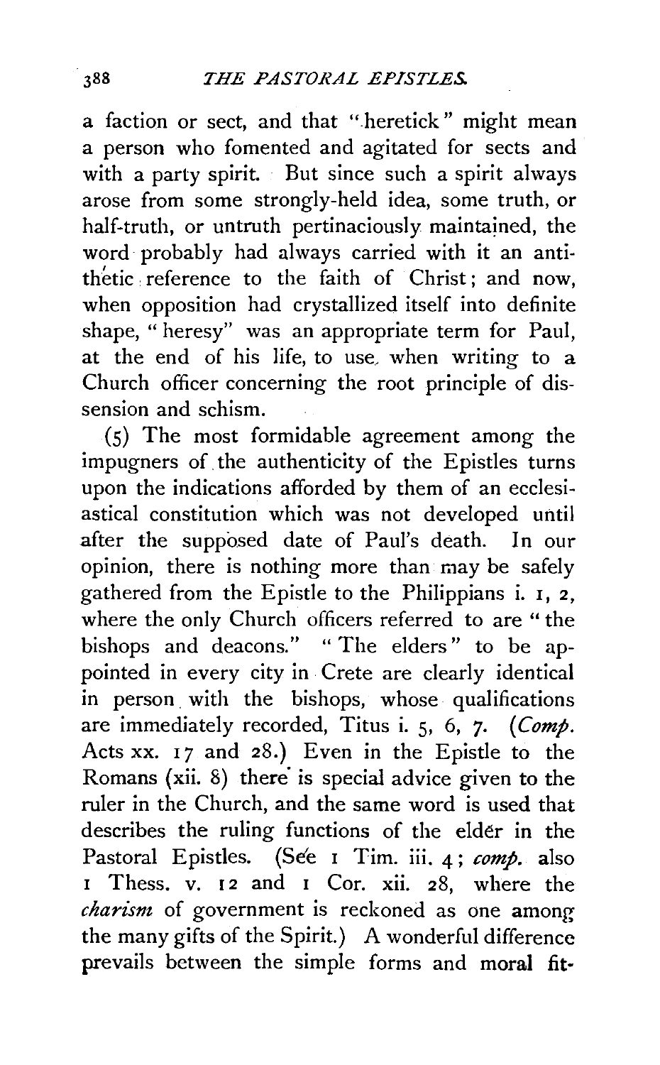a faction or sect, and that "heretick" might mean a person who fomented and agitated for sects and with a party spirit. But since such a spirit always arose from some strongly-held idea, some truth, or half-truth, or untruth pertinaciously maintained, the word probably had always carried with it an antithetic reference to the faith of Christ; and now, when opposition had crystallized itself into definite shape, "heresy" was an appropriate term for Paul, at the end of his life, to use, when writing to a Church officer concerning the root principle of dissension and schism.

(5) The most formidable agreement among the impugners of the authenticity of the Epistles turns upon the indications afforded by them of an ecclesiastical constitution which was not developed until after the supposed date of Paul's death. In our opinion, there is nothing more than may be safely gathered from the Epistle to the Philippians i. 1, 2, where the only Church officers referred to are "the bishops and deacons." "The elders" to be appointed in every city in Crete are clearly identical in person with the bishops, whose qualifications are immediately recorded, Titus i. 5, 6, 7. (*Comp.* Acts xx. 17 and 28.) Even in the Epistle to the Romans (xii. 8) there is special advice given to the ruler in the Church, and the same word is used that describes the ruling functions of the elder in the Pastoral Epistles. (See 1 Tim. iii. 4; *comp.* also 1 Thess. v. 12 and 1 Cor. xii. 28, where the *charism* of government is reckoned as one among the many gifts of the Spirit.) A wonderful difference prevails between the simple forms and moral fit-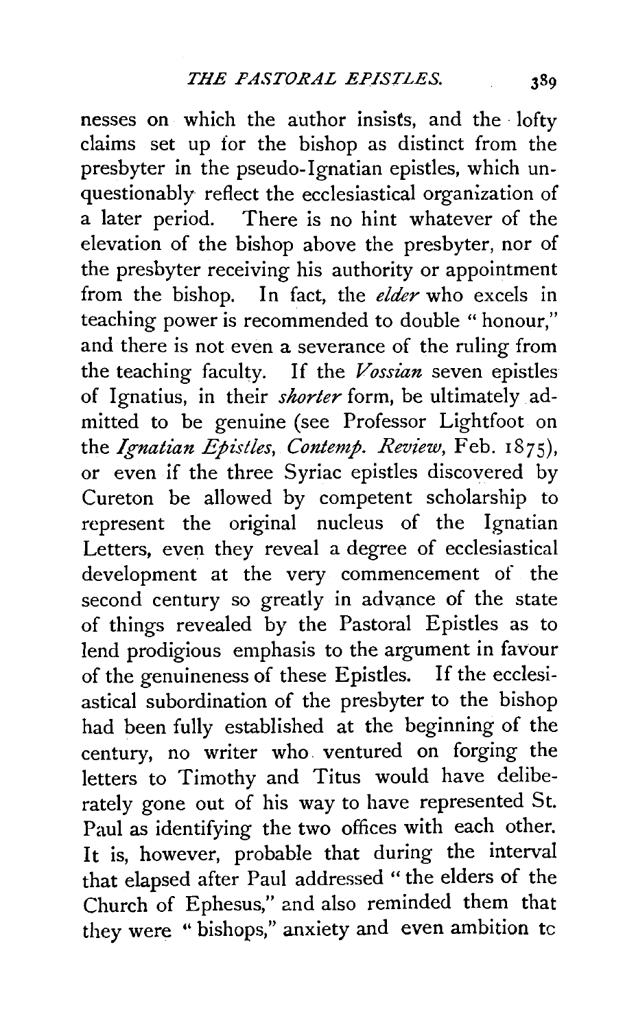nesses on which the author insists, and the lofty claims set up for the bishop as distinct from the presbyter in the pseudo-Ignatian epistles, which unquestionably reflect the ecclesiastical organization of a later period. There is no hint whatever of the elevation of the bishop above the presbyter, nor of the presbyter receiving his authority or appointment from the bishop. In fact, the *elder* who excels in teaching power is recommended to double "honour," and there is not even a severance of the ruling from the teaching faculty. If the *Vossian* seven epistles of Ignatius, in their *shorter* form, be ultimately admitted to be genuine (see Professor Lightfoot on the *Ignatian Epistles*, *Contemp. Review*, Feb. 1875), or even if the three Syriac epistles discovered by Cureton be allowed by competent scholarship to represent the original nucleus of the Ignatian Letters, even they reveal a degree of ecclesiastical development at the very commencement of the second century so greatly in advance of the state of things revealed by the Pastoral Epistles as to lend prodigious emphasis to the argument in favour of the genuineness of these Epistles. If the ecclesiastical subordination of the presbyter to the bishop had been fully established at the beginning of the century, no writer who ventured on forging the letters to Timothy and Titus would have deliberately gone out of his way to have represented St. Paul as identifying the two offices with each other. It is, however, probable that during the interval that elapsed after Paul addressed "the elders of the Church of Ephesus," and also reminded them that they were "bishops," anxiety and even ambition to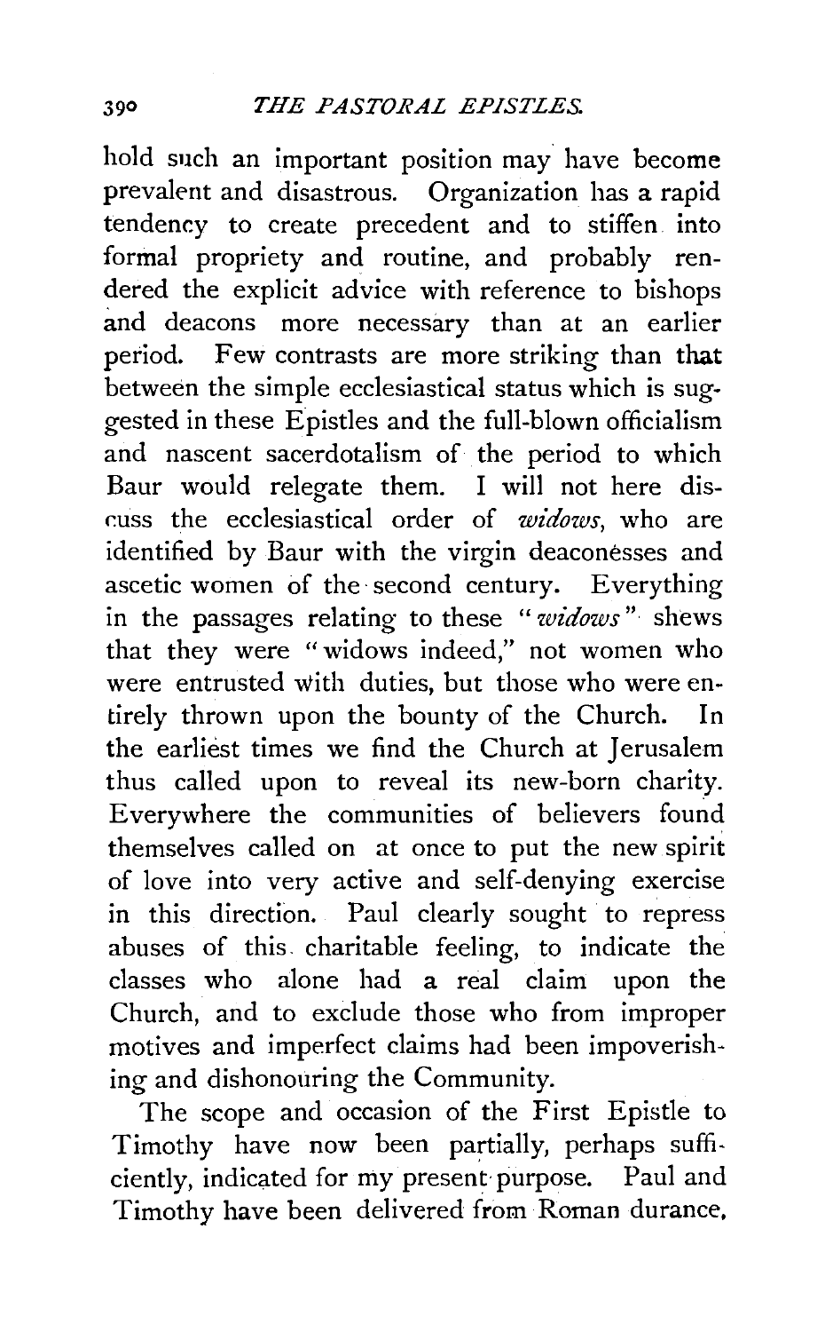hold such an important position may have become prevalent and disastrous. Organization has a rapid tendency to create precedent and to stiffen into formal propriety and routine, and probably rendered the explicit advice with reference to bishops and deacons more necessary than at an earlier period. Few contrasts are more striking than that between the simple ecclesiastical status which is suggested in these Epistles and the full-blown officialism and nascent sacerdotalism of the period to which Baur would relegate them. I will not here discuss the ecclesiastical order of *widows*, who are identified by Baur with the virgin deaconesses and ascetic women of the second century. Everything in the passages relating to these "*widows*" shews that they were "widows indeed," not women who were entrusted with duties, but those who were entirely thrown upon the bounty of the Church. In the earliest times we find the Church at Jerusalem thus called upon to reveal its new-born charity. Everywhere the communities of believers found themselves called on at once to put the new spirit of love into very active and self-denying exercise in this direction. Paul clearly sought to repress abuses of this charitable feeling, to indicate the classes who alone had a real claim upon the Church, and to exclude those who from improper motives and imperfect claims had been impoverishing and dishonouring the Community.

The scope and occasion of the First Epistle to Timothy have now been partially, perhaps sufficiently, indicated for my present purpose. Paul and Timothy have been delivered from Roman durance,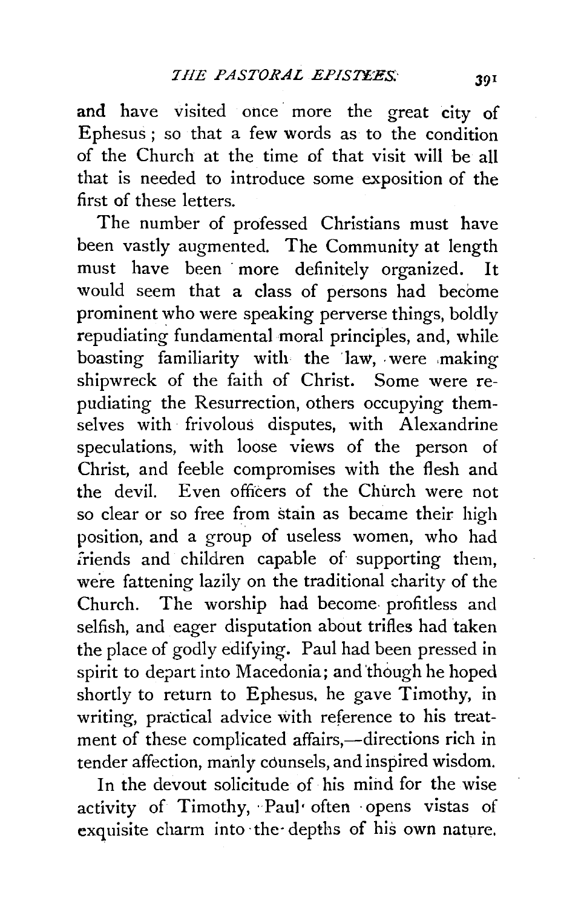and have visited once more the great city of Ephesus; so that a few words as to the condition of the Church at the time of that visit will be all that is needed to introduce some exposition of the first of these letters.

The number of professed Christians must have been vastly augmented. The Community at length must have been more definitely organized. It would seem that a class of persons had become prominent who were speaking perverse things, boldly repudiating fundamental moral principles, and, while boasting familiarity with the law, were making shipwreck of the faith of Christ. Some were repudiating the Resurrection, others occupying themselves with frivolous disputes, with Alexandrine speculations, with loose views of the person of Christ, and feeble compromises with the flesh and the devil. Even officers of the Church were not so clear or so free from stain as became their high position, and a group of useless women, who had friends and children capable of supporting them, were fattening lazily on the traditional charity of the Church. The worship had become profitless and selfish, and eager disputation about trifles had taken the place of godly edifying. Paul had been pressed in spirit to depart into Macedonia; and though he hoped shortly to return to Ephesus, he gave Timothy, in writing, practical advice with reference to his treatment of these complicated affairs,—directions rich in tender affection, manly counsels, and inspired wisdom.

In the devout solicitude of his mind for the wise activity of Timothy, Paul often opens vistas of exquisite charm into the depths of his own nature.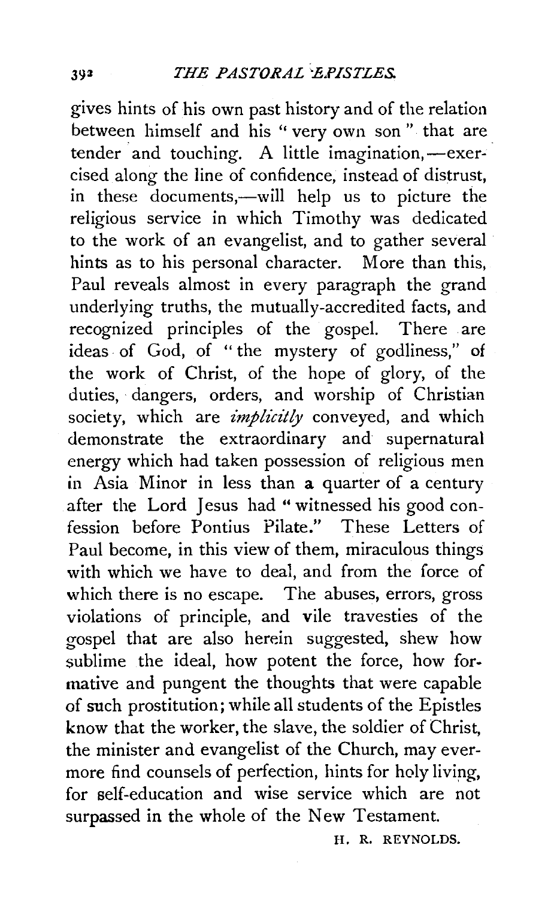gives hints of his own past history and of the relation between himself and his "very own son" that are tender and touching. A little imagination,—exercised along the line of confidence, instead of distrust, in these documents,—will help us to picture the religious service in which Timothy was dedicated to the work of an evangelist, and to gather several hints as to his personal character. More than this, Paul reveals almost in every paragraph the grand underlying truths, the mutually-accredited facts, and recognized principles of the gospel. There are ideas of God, of "the mystery of godliness," of the work of Christ, of the hope of glory, of the duties, dangers, orders, and worship of Christian society, which are *implicitly* conveyed, and which demonstrate the extraordinary and supernatural energy which had taken possession of religious men in Asia Minor in less than a quarter of a century after the Lord Jesus had "witnessed his good confession before Pontius Pilate." These Letters of Paul become, in this view of them, miraculous things with which we have to deal, and from the force of which there is no escape. The abuses, errors, gross violations of principle, and vile travesties of the gospel that are also herein suggested, shew how sublime the ideal, how potent the force, how formative and pungent the thoughts that were capable of such prostitution; while all students of the Epistles know that the worker, the slave, the soldier of Christ, the minister and evangelist of the Church, may evermore find counsels of perfection, hints for holy living, for self-education and wise service which are not surpassed in the whole of the New Testament.

H. R. REYNOLDS.